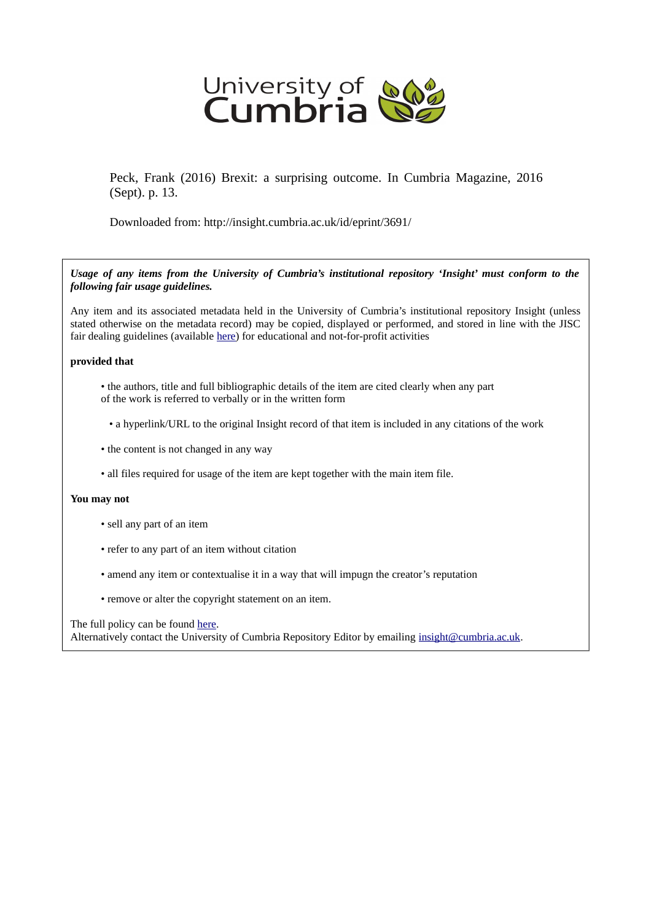University of Cumbria

Peck, Frank (2016) Brexit: a surprising outcome. In Cumbria Magazine, 2016 (Sept). p. 13.

Downloaded from: http://insight.cumbria.ac.uk/id/eprint/3691/

***Usage of any items from the University of Cumbria's institutional repository 'Insight' must conform to the following fair usage guidelines.***

Any item and its associated metadata held in the University of Cumbria's institutional repository Insight (unless stated otherwise on the metadata record) may be copied, displayed or performed, and stored in line with the JISC fair dealing guidelines (available here) for educational and not-for-profit activities

**provided that**

- the authors, title and full bibliographic details of the item are cited clearly when any part of the work is referred to verbally or in the written form
- a hyperlink/URL to the original Insight record of that item is included in any citations of the work
- the content is not changed in any way
- all files required for usage of the item are kept together with the main item file.

**You may not**

- sell any part of an item
- refer to any part of an item without citation
- amend any item or contextualise it in a way that will impugn the creator's reputation
- remove or alter the copyright statement on an item.

The full policy can be found here.
Alternatively contact the University of Cumbria Repository Editor by emailing insight@cumbria.ac.uk.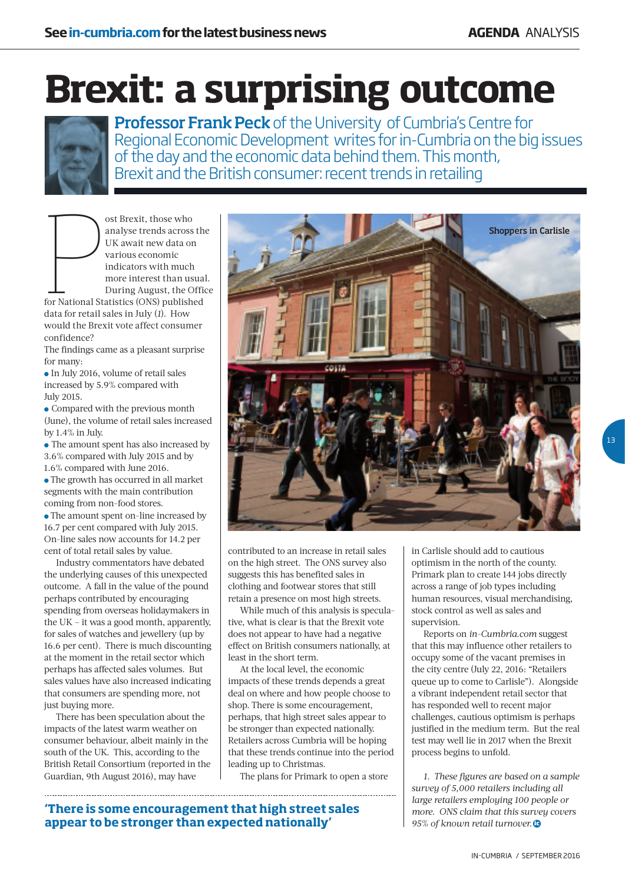# Brexit: a surprising outcome

**Professor Frank Peck** of the University of Cumbria's Centre for Regional Economic Development writes for in-Cumbria on the big issues of the day and the economic data behind them. This month, Brexit and the British consumer: recent trends in retailing

Post Brexit, those who analyse trends across the UK await new data on various economic indicators with much more interest than usual. During August, the Office for National Statistics (ONS) published data for retail sales in July (*1*). How would the Brexit vote affect consumer confidence?

The findings came as a pleasant surprise for many:

- In July 2016, volume of retail sales increased by 5.9% compared with July 2015.
- Compared with the previous month (June), the volume of retail sales increased by 1.4% in July.
- The amount spent has also increased by 3.6% compared with July 2015 and by 1.6% compared with June 2016.
- The growth has occurred in all market segments with the main contribution coming from non-food stores.
- The amount spent on-line increased by 16.7 per cent compared with July 2015. On-line sales now accounts for 14.2 per cent of total retail sales by value.

Industry commentators have debated the underlying causes of this unexpected outcome. A fall in the value of the pound perhaps contributed by encouraging spending from overseas holidaymakers in the UK – it was a good month, apparently, for sales of watches and jewellery (up by 16.6 per cent). There is much discounting at the moment in the retail sector which perhaps has affected sales volumes. But sales values have also increased indicating that consumers are spending more, not just buying more.

There has been speculation about the impacts of the latest warm weather on consumer behaviour, albeit mainly in the south of the UK. This, according to the British Retail Consortium (reported in the Guardian, 9th August 2016), may have contributed to an increase in retail sales on the high street. The ONS survey also suggests this has benefited sales in clothing and footwear stores that still retain a presence on most high streets.

Shoppers in Carlisle

While much of this analysis is speculative, what is clear is that the Brexit vote does not appear to have had a negative effect on British consumers nationally, at least in the short term.

At the local level, the economic impacts of these trends depends a great deal on where and how people choose to shop. There is some encouragement, perhaps, that high street sales appear to be stronger than expected nationally. Retailers across Cumbria will be hoping that these trends continue into the period leading up to Christmas.

The plans for Primark to open a store in Carlisle should add to cautious optimism in the north of the county. Primark plan to create 144 jobs directly across a range of job types including human resources, visual merchandising, stock control as well as sales and supervision.

Reports on *in-Cumbria.com* suggest that this may influence other retailers to occupy some of the vacant premises in the city centre (July 22, 2016: "Retailers queue up to come to Carlisle"). Alongside a vibrant independent retail sector that has responded well to recent major challenges, cautious optimism is perhaps justified in the medium term. But the real test may well lie in 2017 when the Brexit process begins to unfold.

**'There is some encouragement that high street sales appear to be stronger than expected nationally'**

*1. These figures are based on a sample survey of 5,000 retailers including all large retailers employing 100 people or more. ONS claim that this survey covers 95% of known retail turnover.*